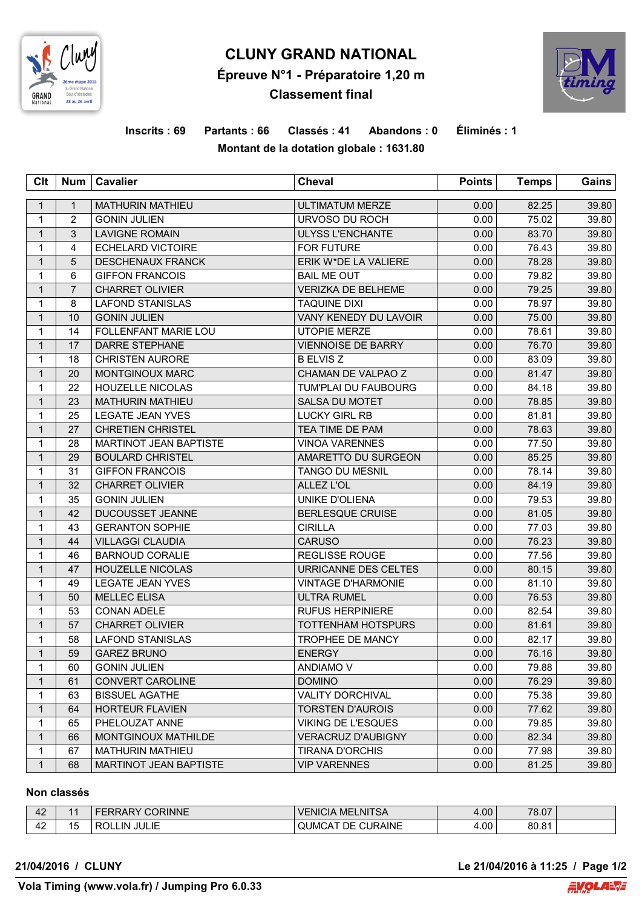# CLUNY GRAND NATIONAL

## Épreuve N°1 - Préparatoire 1,20 m

### Classement final

**Inscrits : 69 Partants : 66 Classés : 41 Abandons : 0 Éliminés : 1**

**Montant de la dotation globale : 1631.80**

| Clt | Num | Cavalier | Cheval | Points | Temps | Gains |
|---|---|---|---|---|---|---|
| 1 | 1 | MATHURIN MATHIEU | ULTIMATUM MERZE | 0.00 | 82.25 | 39.80 |
| 1 | 2 | GONIN JULIEN | URVOSO DU ROCH | 0.00 | 75.02 | 39.80 |
| 1 | 3 | LAVIGNE ROMAIN | ULYSS L'ENCHANTE | 0.00 | 83.70 | 39.80 |
| 1 | 4 | ECHELARD VICTOIRE | FOR FUTURE | 0.00 | 76.43 | 39.80 |
| 1 | 5 | DESCHENAUX FRANCK | ERIK W*DE LA VALIERE | 0.00 | 78.28 | 39.80 |
| 1 | 6 | GIFFON FRANCOIS | BAIL ME OUT | 0.00 | 79.82 | 39.80 |
| 1 | 7 | CHARRET OLIVIER | VERIZKA DE BELHEME | 0.00 | 79.25 | 39.80 |
| 1 | 8 | LAFOND STANISLAS | TAQUINE DIXI | 0.00 | 78.97 | 39.80 |
| 1 | 10 | GONIN JULIEN | VANY KENEDY DU LAVOIR | 0.00 | 75.00 | 39.80 |
| 1 | 14 | FOLLENFANT MARIE LOU | UTOPIE MERZE | 0.00 | 78.61 | 39.80 |
| 1 | 17 | DARRE STEPHANE | VIENNOISE DE BARRY | 0.00 | 76.70 | 39.80 |
| 1 | 18 | CHRISTEN AURORE | B ELVIS Z | 0.00 | 83.09 | 39.80 |
| 1 | 20 | MONTGINOUX MARC | CHAMAN DE VALPAO Z | 0.00 | 81.47 | 39.80 |
| 1 | 22 | HOUZELLE NICOLAS | TUM'PLAI DU FAUBOURG | 0.00 | 84.18 | 39.80 |
| 1 | 23 | MATHURIN MATHIEU | SALSA DU MOTET | 0.00 | 78.85 | 39.80 |
| 1 | 25 | LEGATE JEAN YVES | LUCKY GIRL RB | 0.00 | 81.81 | 39.80 |
| 1 | 27 | CHRETIEN CHRISTEL | TEA TIME DE PAM | 0.00 | 78.63 | 39.80 |
| 1 | 28 | MARTINOT JEAN BAPTISTE | VINOA VARENNES | 0.00 | 77.50 | 39.80 |
| 1 | 29 | BOULARD CHRISTEL | AMARETTO DU SURGEON | 0.00 | 85.25 | 39.80 |
| 1 | 31 | GIFFON FRANCOIS | TANGO DU MESNIL | 0.00 | 78.14 | 39.80 |
| 1 | 32 | CHARRET OLIVIER | ALLEZ L'OL | 0.00 | 84.19 | 39.80 |
| 1 | 35 | GONIN JULIEN | UNIKE D'OLIENA | 0.00 | 79.53 | 39.80 |
| 1 | 42 | DUCOUSSET JEANNE | BERLESQUE CRUISE | 0.00 | 81.05 | 39.80 |
| 1 | 43 | GERANTON SOPHIE | CIRILLA | 0.00 | 77.03 | 39.80 |
| 1 | 44 | VILLAGGI CLAUDIA | CARUSO | 0.00 | 76.23 | 39.80 |
| 1 | 46 | BARNOUD CORALIE | REGLISSE ROUGE | 0.00 | 77.56 | 39.80 |
| 1 | 47 | HOUZELLE NICOLAS | URRICANNE DES CELTES | 0.00 | 80.15 | 39.80 |
| 1 | 49 | LEGATE JEAN YVES | VINTAGE D'HARMONIE | 0.00 | 81.10 | 39.80 |
| 1 | 50 | MELLEC ELISA | ULTRA RUMEL | 0.00 | 76.53 | 39.80 |
| 1 | 53 | CONAN ADELE | RUFUS HERPINIERE | 0.00 | 82.54 | 39.80 |
| 1 | 57 | CHARRET OLIVIER | TOTTENHAM HOTSPURS | 0.00 | 81.61 | 39.80 |
| 1 | 58 | LAFOND STANISLAS | TROPHEE DE MANCY | 0.00 | 82.17 | 39.80 |
| 1 | 59 | GAREZ BRUNO | ENERGY | 0.00 | 76.16 | 39.80 |
| 1 | 60 | GONIN JULIEN | ANDIAMO V | 0.00 | 79.88 | 39.80 |
| 1 | 61 | CONVERT CAROLINE | DOMINO | 0.00 | 76.29 | 39.80 |
| 1 | 63 | BISSUEL AGATHE | VALITY DORCHIVAL | 0.00 | 75.38 | 39.80 |
| 1 | 64 | HORTEUR FLAVIEN | TORSTEN D'AUROIS | 0.00 | 77.62 | 39.80 |
| 1 | 65 | PHELOUZAT ANNE | VIKING DE L'ESQUES | 0.00 | 79.85 | 39.80 |
| 1 | 66 | MONTGINOUX MATHILDE | VERACRUZ D'AUBIGNY | 0.00 | 82.34 | 39.80 |
| 1 | 67 | MATHURIN MATHIEU | TIRANA D'ORCHIS | 0.00 | 77.98 | 39.80 |
| 1 | 68 | MARTINOT JEAN BAPTISTE | VIP VARENNES | 0.00 | 81.25 | 39.80 |

**Non classés**

| Clt | Num | Cavalier | Cheval | Points | Temps | Gains |
|---|---|---|---|---|---|---|
| 42 | 11 | FERRARY CORINNE | VENICIA MELNITSA | 4.00 | 78.07 | |
| 42 | 15 | ROLLIN JULIE | QUMCAT DE CURAINE | 4.00 | 80.81 | |

**21/04/2016 / CLUNY** **Le 21/04/2016 à 11:25**

**Vola Timing (www.vola.fr) / Jumping Pro 6.0.33**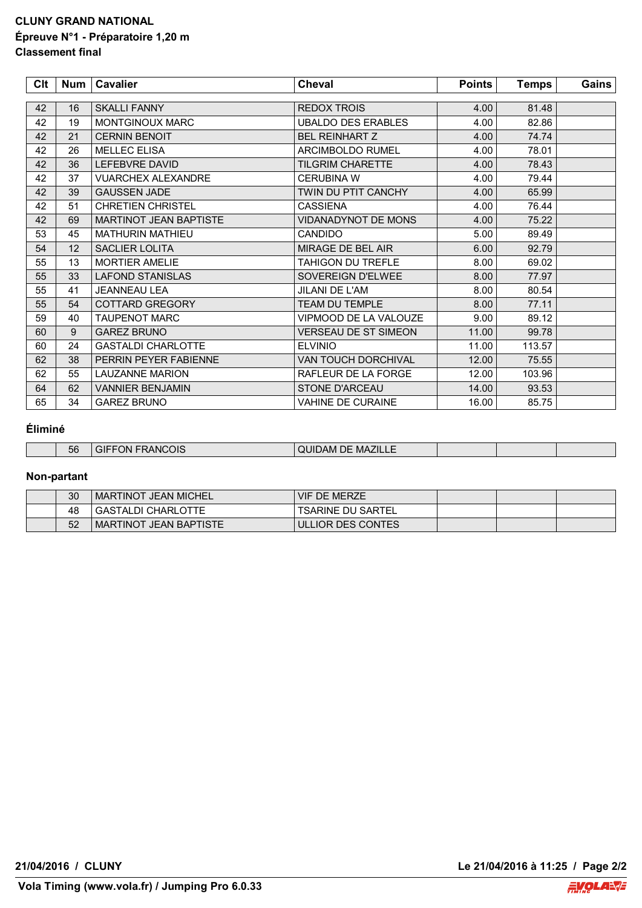**CLUNY GRAND NATIONAL**
**Épreuve N°1 - Préparatoire 1,20 m**
**Classement final**

| Clt | Num | Cavalier | Cheval | Points | Temps | Gains |
|---|---|---|---|---|---|---|
| 42 | 16 | SKALLI FANNY | REDOX TROIS | 4.00 | 81.48 | |
| 42 | 19 | MONTGINOUX MARC | UBALDO DES ERABLES | 4.00 | 82.86 | |
| 42 | 21 | CERNIN BENOIT | BEL REINHART Z | 4.00 | 74.74 | |
| 42 | 26 | MELLEC ELISA | ARCIMBOLDO RUMEL | 4.00 | 78.01 | |
| 42 | 36 | LEFEBVRE DAVID | TILGRIM CHARETTE | 4.00 | 78.43 | |
| 42 | 37 | VUARCHEX ALEXANDRE | CERUBINA W | 4.00 | 79.44 | |
| 42 | 39 | GAUSSEN JADE | TWIN DU PTIT CANCHY | 4.00 | 65.99 | |
| 42 | 51 | CHRETIEN CHRISTEL | CASSIENA | 4.00 | 76.44 | |
| 42 | 69 | MARTINOT JEAN BAPTISTE | VIDANADYNOT DE MONS | 4.00 | 75.22 | |
| 53 | 45 | MATHURIN MATHIEU | CANDIDO | 5.00 | 89.49 | |
| 54 | 12 | SACLIER LOLITA | MIRAGE DE BEL AIR | 6.00 | 92.79 | |
| 55 | 13 | MORTIER AMELIE | TAHIGON DU TREFLE | 8.00 | 69.02 | |
| 55 | 33 | LAFOND STANISLAS | SOVEREIGN D'ELWEE | 8.00 | 77.97 | |
| 55 | 41 | JEANNEAU LEA | JILANI DE L'AM | 8.00 | 80.54 | |
| 55 | 54 | COTTARD GREGORY | TEAM DU TEMPLE | 8.00 | 77.11 | |
| 59 | 40 | TAUPENOT MARC | VIPMOOD DE LA VALOUZE | 9.00 | 89.12 | |
| 60 | 9 | GAREZ BRUNO | VERSEAU DE ST SIMEON | 11.00 | 99.78 | |
| 60 | 24 | GASTALDI CHARLOTTE | ELVINIO | 11.00 | 113.57 | |
| 62 | 38 | PERRIN PEYER FABIENNE | VAN TOUCH DORCHIVAL | 12.00 | 75.55 | |
| 62 | 55 | LAUZANNE MARION | RAFLEUR DE LA FORGE | 12.00 | 103.96 | |
| 64 | 62 | VANNIER BENJAMIN | STONE D'ARCEAU | 14.00 | 93.53 | |
| 65 | 34 | GAREZ BRUNO | VAHINE DE CURAINE | 16.00 | 85.75 | |

**Éliminé**

| | | | | | | |
|---|---|---|---|---|---|---|
| | 56 | GIFFON FRANCOIS | QUIDAM DE MAZILLE | | | |

**Non-partant**

| | | | | | | |
|---|---|---|---|---|---|---|
| | 30 | MARTINOT JEAN MICHEL | VIF DE MERZE | | | |
| | 48 | GASTALDI CHARLOTTE | TSARINE DU SARTEL | | | |
| | 52 | MARTINOT JEAN BAPTISTE | ULLIOR DES CONTES | | | |